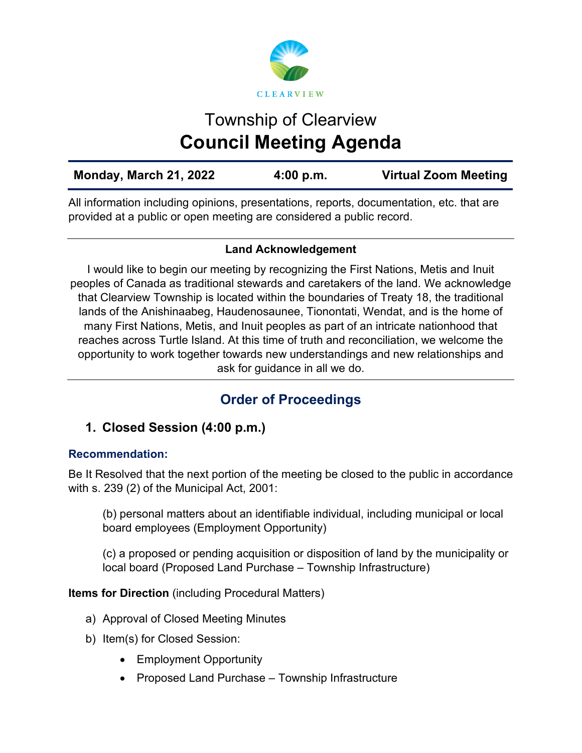CLEARVIEW

# Township of Clearview
# Council Meeting Agenda

| Monday, March 21, 2022 | 4:00 p.m. | Virtual Zoom Meeting |
|---|---|---|

All information including opinions, presentations, reports, documentation, etc. that are provided at a public or open meeting are considered a public record.

**Land Acknowledgement**

I would like to begin our meeting by recognizing the First Nations, Metis and Inuit peoples of Canada as traditional stewards and caretakers of the land. We acknowledge that Clearview Township is located within the boundaries of Treaty 18, the traditional lands of the Anishinaabeg, Haudenosaunee, Tionontati, Wendat, and is the home of many First Nations, Metis, and Inuit peoples as part of an intricate nationhood that reaches across Turtle Island. At this time of truth and reconciliation, we welcome the opportunity to work together towards new understandings and new relationships and ask for guidance in all we do.

## Order of Proceedings

### 1. Closed Session (4:00 p.m.)

**Recommendation:**

Be It Resolved that the next portion of the meeting be closed to the public in accordance with s. 239 (2) of the Municipal Act, 2001:

(b) personal matters about an identifiable individual, including municipal or local board employees (Employment Opportunity)

(c) a proposed or pending acquisition or disposition of land by the municipality or local board (Proposed Land Purchase – Township Infrastructure)

**Items for Direction** (including Procedural Matters)

a) Approval of Closed Meeting Minutes

b) Item(s) for Closed Session:

- Employment Opportunity
- Proposed Land Purchase – Township Infrastructure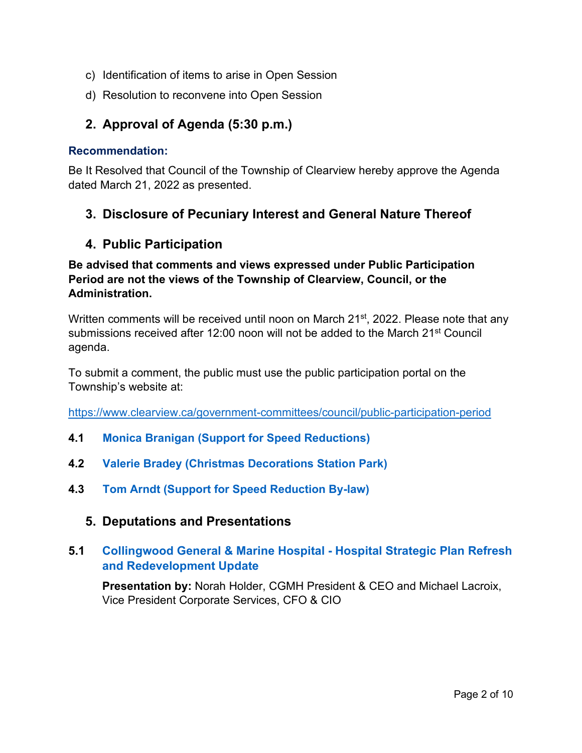c) Identification of items to arise in Open Session

d) Resolution to reconvene into Open Session

## 2. Approval of Agenda (5:30 p.m.)

**Recommendation:**

Be It Resolved that Council of the Township of Clearview hereby approve the Agenda dated March 21, 2022 as presented.

## 3. Disclosure of Pecuniary Interest and General Nature Thereof

## 4. Public Participation

**Be advised that comments and views expressed under Public Participation Period are not the views of the Township of Clearview, Council, or the Administration.**

Written comments will be received until noon on March 21st, 2022. Please note that any submissions received after 12:00 noon will not be added to the March 21st Council agenda.

To submit a comment, the public must use the public participation portal on the Township's website at:

https://www.clearview.ca/government-committees/council/public-participation-period

**4.1 Monica Branigan (Support for Speed Reductions)**

**4.2 Valerie Bradey (Christmas Decorations Station Park)**

**4.3 Tom Arndt (Support for Speed Reduction By-law)**

## 5. Deputations and Presentations

**5.1 Collingwood General & Marine Hospital - Hospital Strategic Plan Refresh and Redevelopment Update**

**Presentation by:** Norah Holder, CGMH President & CEO and Michael Lacroix, Vice President Corporate Services, CFO & CIO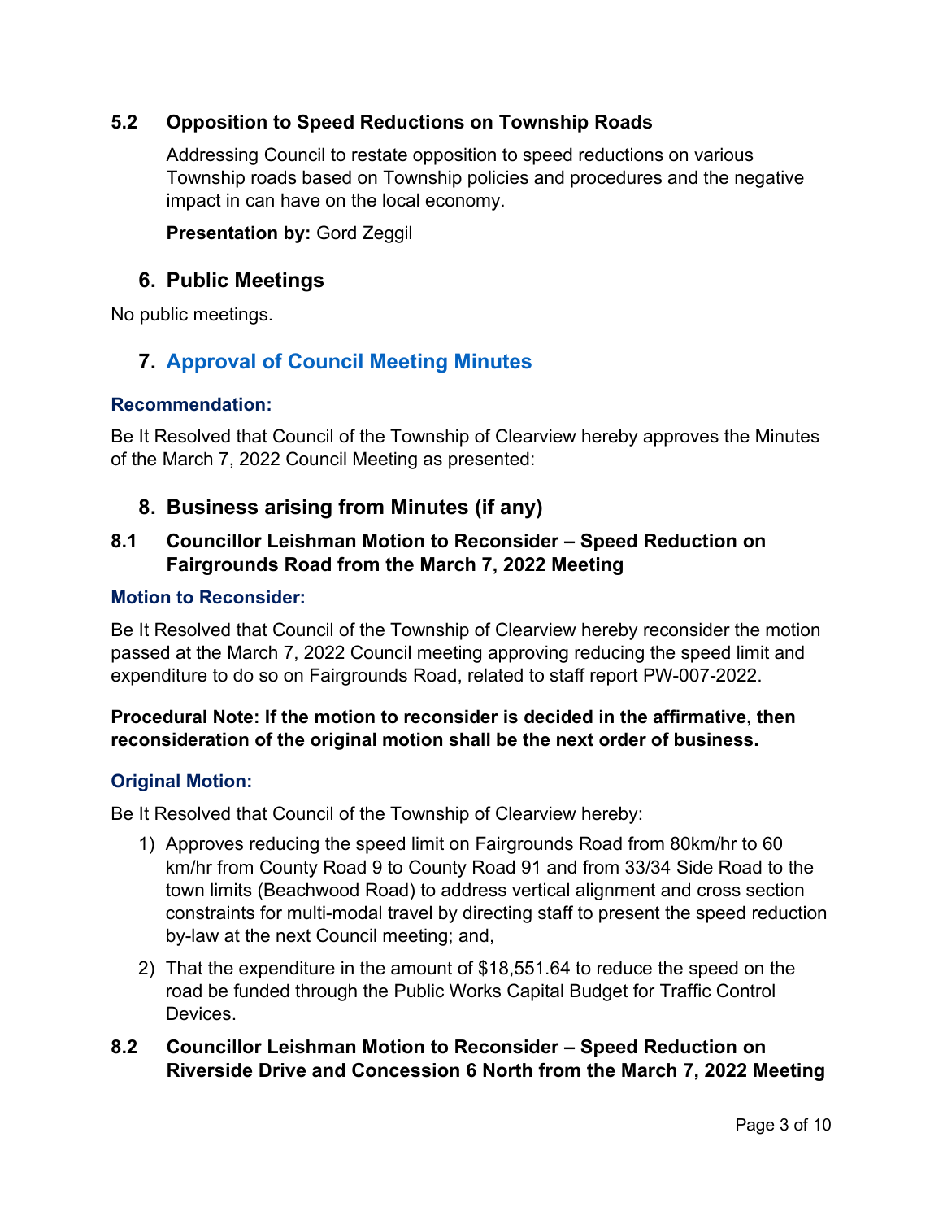### 5.2 Opposition to Speed Reductions on Township Roads

Addressing Council to restate opposition to speed reductions on various Township roads based on Township policies and procedures and the negative impact in can have on the local economy.

**Presentation by:** Gord Zeggil

## 6. Public Meetings

No public meetings.

## 7. Approval of Council Meeting Minutes

#### Recommendation:

Be It Resolved that Council of the Township of Clearview hereby approves the Minutes of the March 7, 2022 Council Meeting as presented:

## 8. Business arising from Minutes (if any)

### 8.1 Councillor Leishman Motion to Reconsider – Speed Reduction on Fairgrounds Road from the March 7, 2022 Meeting

#### Motion to Reconsider:

Be It Resolved that Council of the Township of Clearview hereby reconsider the motion passed at the March 7, 2022 Council meeting approving reducing the speed limit and expenditure to do so on Fairgrounds Road, related to staff report PW-007-2022.

**Procedural Note: If the motion to reconsider is decided in the affirmative, then reconsideration of the original motion shall be the next order of business.**

#### Original Motion:

Be It Resolved that Council of the Township of Clearview hereby:

1) Approves reducing the speed limit on Fairgrounds Road from 80km/hr to 60 km/hr from County Road 9 to County Road 91 and from 33/34 Side Road to the town limits (Beachwood Road) to address vertical alignment and cross section constraints for multi-modal travel by directing staff to present the speed reduction by-law at the next Council meeting; and,
2) That the expenditure in the amount of $18,551.64 to reduce the speed on the road be funded through the Public Works Capital Budget for Traffic Control Devices.

### 8.2 Councillor Leishman Motion to Reconsider – Speed Reduction on Riverside Drive and Concession 6 North from the March 7, 2022 Meeting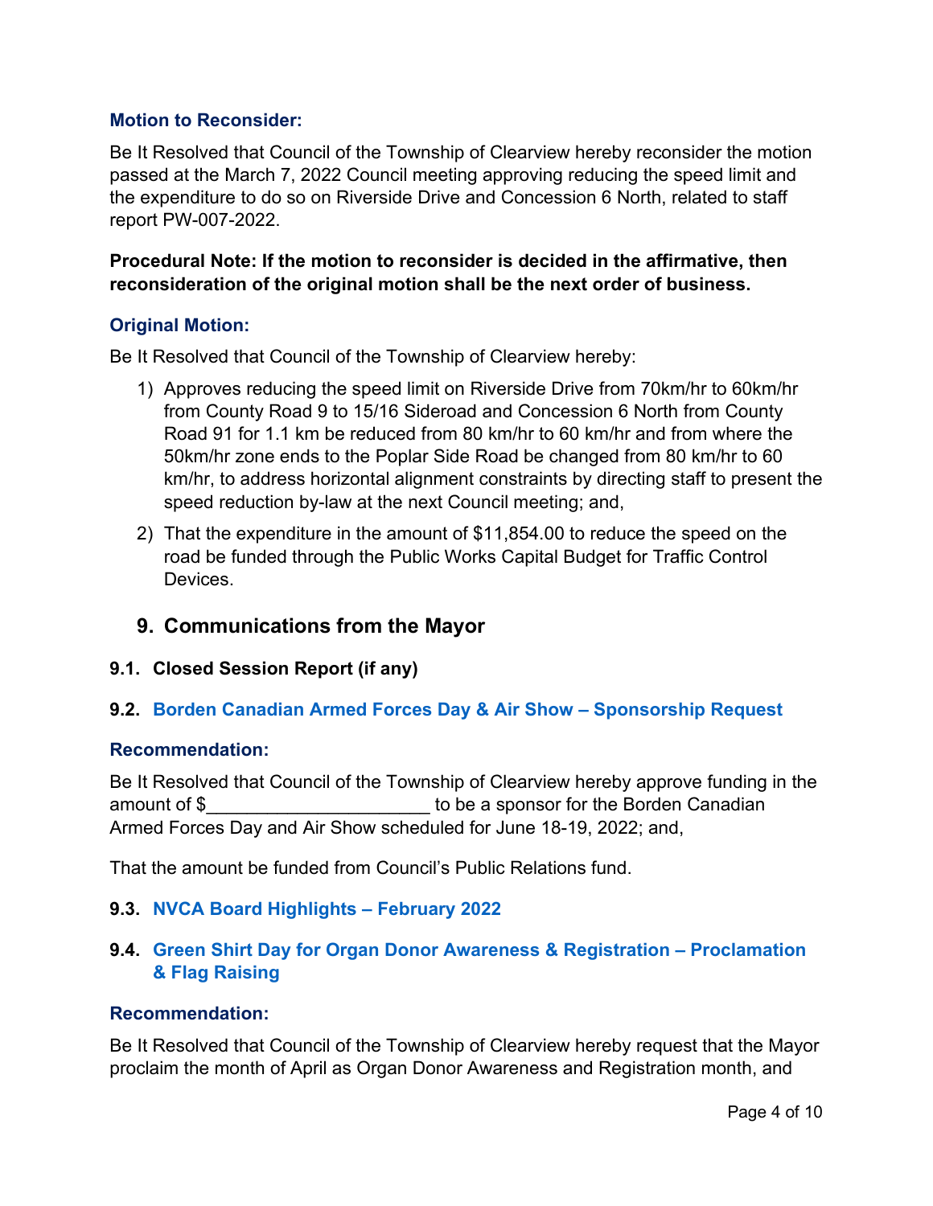**Motion to Reconsider:**

Be It Resolved that Council of the Township of Clearview hereby reconsider the motion passed at the March 7, 2022 Council meeting approving reducing the speed limit and the expenditure to do so on Riverside Drive and Concession 6 North, related to staff report PW-007-2022.

**Procedural Note: If the motion to reconsider is decided in the affirmative, then reconsideration of the original motion shall be the next order of business.**

**Original Motion:**

Be It Resolved that Council of the Township of Clearview hereby:

1) Approves reducing the speed limit on Riverside Drive from 70km/hr to 60km/hr from County Road 9 to 15/16 Sideroad and Concession 6 North from County Road 91 for 1.1 km be reduced from 80 km/hr to 60 km/hr and from where the 50km/hr zone ends to the Poplar Side Road be changed from 80 km/hr to 60 km/hr, to address horizontal alignment constraints by directing staff to present the speed reduction by-law at the next Council meeting; and,
2) That the expenditure in the amount of $11,854.00 to reduce the speed on the road be funded through the Public Works Capital Budget for Traffic Control Devices.

## 9. Communications from the Mayor

### 9.1. Closed Session Report (if any)

### 9.2. Borden Canadian Armed Forces Day & Air Show – Sponsorship Request

**Recommendation:**

Be It Resolved that Council of the Township of Clearview hereby approve funding in the amount of $______________________ to be a sponsor for the Borden Canadian Armed Forces Day and Air Show scheduled for June 18-19, 2022; and,

That the amount be funded from Council's Public Relations fund.

### 9.3. NVCA Board Highlights – February 2022

### 9.4. Green Shirt Day for Organ Donor Awareness & Registration – Proclamation & Flag Raising

**Recommendation:**

Be It Resolved that Council of the Township of Clearview hereby request that the Mayor proclaim the month of April as Organ Donor Awareness and Registration month, and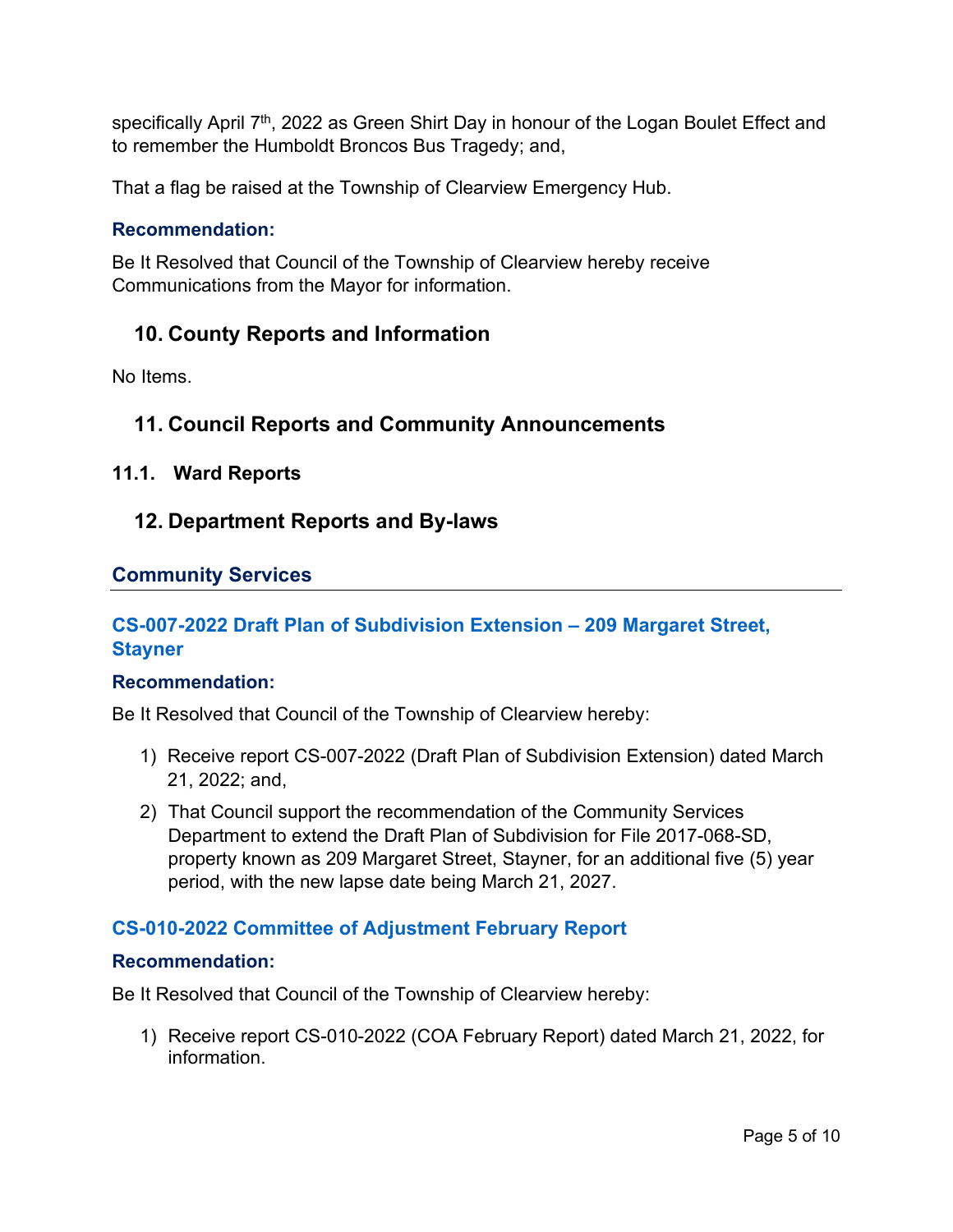specifically April 7th, 2022 as Green Shirt Day in honour of the Logan Boulet Effect and to remember the Humboldt Broncos Bus Tragedy; and,

That a flag be raised at the Township of Clearview Emergency Hub.

#### Recommendation:

Be It Resolved that Council of the Township of Clearview hereby receive Communications from the Mayor for information.

## 10. County Reports and Information

No Items.

## 11. Council Reports and Community Announcements

### 11.1. Ward Reports

## 12. Department Reports and By-laws

### Community Services

### CS-007-2022 Draft Plan of Subdivision Extension – 209 Margaret Street, Stayner

#### Recommendation:

Be It Resolved that Council of the Township of Clearview hereby:

1) Receive report CS-007-2022 (Draft Plan of Subdivision Extension) dated March 21, 2022; and,
2) That Council support the recommendation of the Community Services Department to extend the Draft Plan of Subdivision for File 2017-068-SD, property known as 209 Margaret Street, Stayner, for an additional five (5) year period, with the new lapse date being March 21, 2027.

### CS-010-2022 Committee of Adjustment February Report

#### Recommendation:

Be It Resolved that Council of the Township of Clearview hereby:

1) Receive report CS-010-2022 (COA February Report) dated March 21, 2022, for information.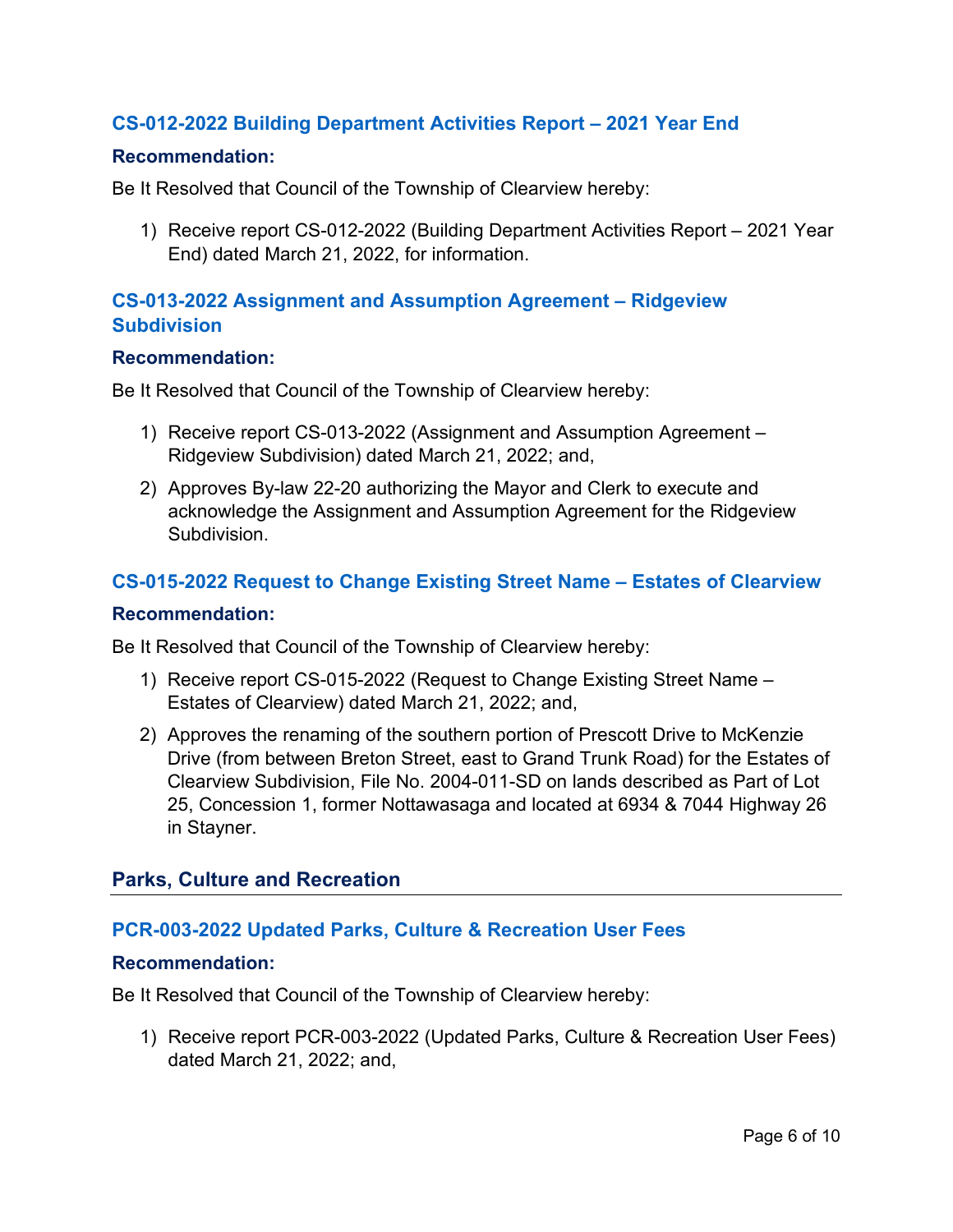### CS-012-2022 Building Department Activities Report – 2021 Year End

#### Recommendation:

Be It Resolved that Council of the Township of Clearview hereby:

1) Receive report CS-012-2022 (Building Department Activities Report – 2021 Year End) dated March 21, 2022, for information.

### CS-013-2022 Assignment and Assumption Agreement – Ridgeview Subdivision

#### Recommendation:

Be It Resolved that Council of the Township of Clearview hereby:

1) Receive report CS-013-2022 (Assignment and Assumption Agreement – Ridgeview Subdivision) dated March 21, 2022; and,
2) Approves By-law 22-20 authorizing the Mayor and Clerk to execute and acknowledge the Assignment and Assumption Agreement for the Ridgeview Subdivision.

### CS-015-2022 Request to Change Existing Street Name – Estates of Clearview

#### Recommendation:

Be It Resolved that Council of the Township of Clearview hereby:

1) Receive report CS-015-2022 (Request to Change Existing Street Name – Estates of Clearview) dated March 21, 2022; and,
2) Approves the renaming of the southern portion of Prescott Drive to McKenzie Drive (from between Breton Street, east to Grand Trunk Road) for the Estates of Clearview Subdivision, File No. 2004-011-SD on lands described as Part of Lot 25, Concession 1, former Nottawasaga and located at 6934 & 7044 Highway 26 in Stayner.

## Parks, Culture and Recreation

### PCR-003-2022 Updated Parks, Culture & Recreation User Fees

#### Recommendation:

Be It Resolved that Council of the Township of Clearview hereby:

1) Receive report PCR-003-2022 (Updated Parks, Culture & Recreation User Fees) dated March 21, 2022; and,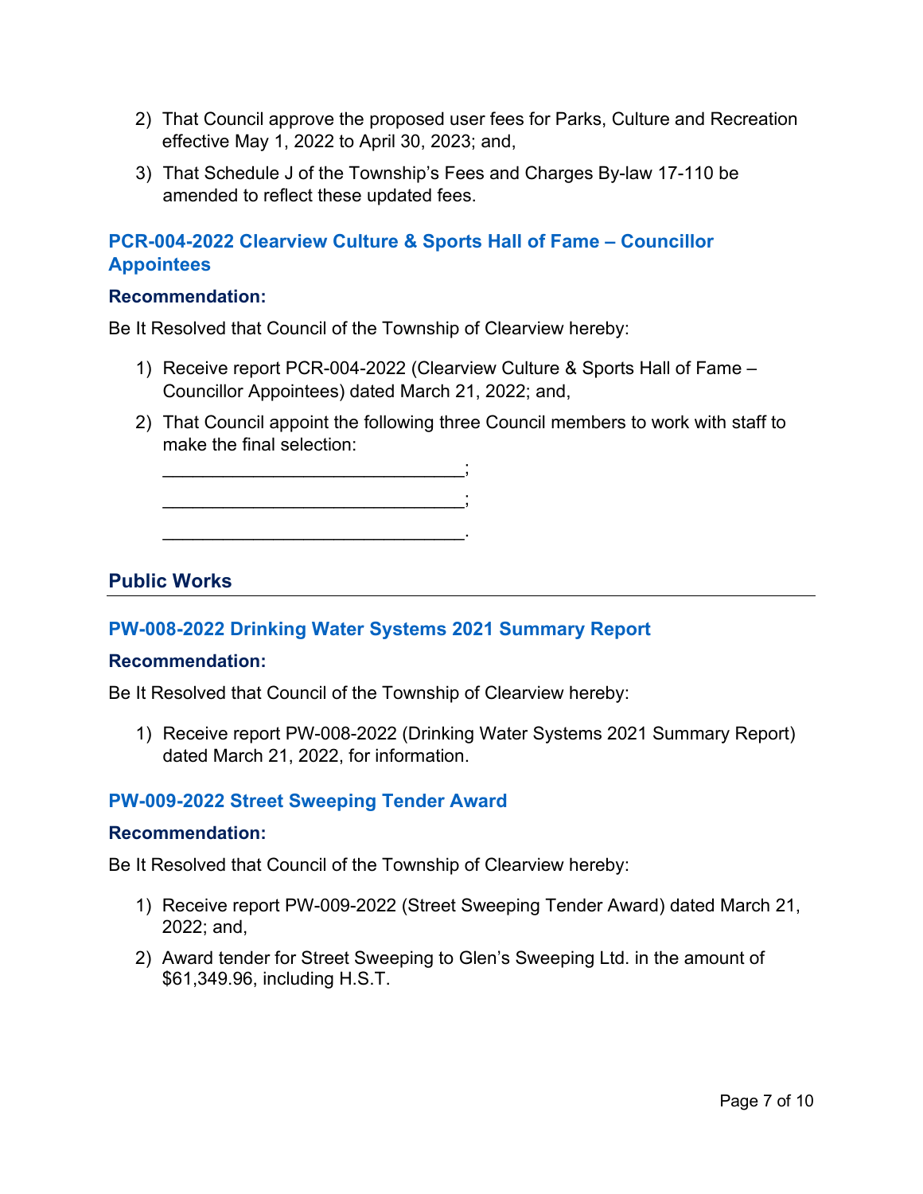2) That Council approve the proposed user fees for Parks, Culture and Recreation effective May 1, 2022 to April 30, 2023; and,
3) That Schedule J of the Township's Fees and Charges By-law 17-110 be amended to reflect these updated fees.

### PCR-004-2022 Clearview Culture & Sports Hall of Fame – Councillor Appointees

**Recommendation:**

Be It Resolved that Council of the Township of Clearview hereby:

1) Receive report PCR-004-2022 (Clearview Culture & Sports Hall of Fame – Councillor Appointees) dated March 21, 2022; and,
2) That Council appoint the following three Council members to work with staff to make the final selection:
   ______________________________;
   ______________________________;
   ______________________________.

## Public Works

### PW-008-2022 Drinking Water Systems 2021 Summary Report

**Recommendation:**

Be It Resolved that Council of the Township of Clearview hereby:

1) Receive report PW-008-2022 (Drinking Water Systems 2021 Summary Report) dated March 21, 2022, for information.

### PW-009-2022 Street Sweeping Tender Award

**Recommendation:**

Be It Resolved that Council of the Township of Clearview hereby:

1) Receive report PW-009-2022 (Street Sweeping Tender Award) dated March 21, 2022; and,
2) Award tender for Street Sweeping to Glen's Sweeping Ltd. in the amount of $61,349.96, including H.S.T.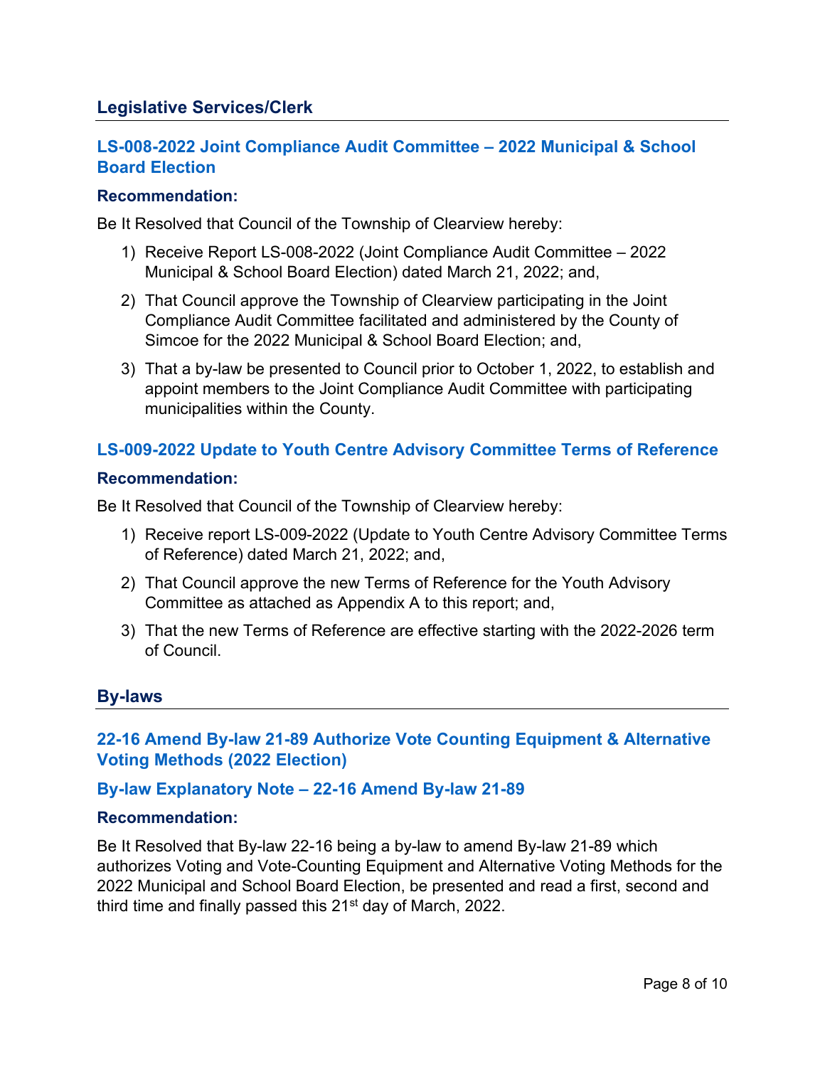## Legislative Services/Clerk

### LS-008-2022 Joint Compliance Audit Committee – 2022 Municipal & School Board Election

**Recommendation:**

Be It Resolved that Council of the Township of Clearview hereby:

1) Receive Report LS-008-2022 (Joint Compliance Audit Committee – 2022 Municipal & School Board Election) dated March 21, 2022; and,
2) That Council approve the Township of Clearview participating in the Joint Compliance Audit Committee facilitated and administered by the County of Simcoe for the 2022 Municipal & School Board Election; and,
3) That a by-law be presented to Council prior to October 1, 2022, to establish and appoint members to the Joint Compliance Audit Committee with participating municipalities within the County.

### LS-009-2022 Update to Youth Centre Advisory Committee Terms of Reference

**Recommendation:**

Be It Resolved that Council of the Township of Clearview hereby:

1) Receive report LS-009-2022 (Update to Youth Centre Advisory Committee Terms of Reference) dated March 21, 2022; and,
2) That Council approve the new Terms of Reference for the Youth Advisory Committee as attached as Appendix A to this report; and,
3) That the new Terms of Reference are effective starting with the 2022-2026 term of Council.

## By-laws

### 22-16 Amend By-law 21-89 Authorize Vote Counting Equipment & Alternative Voting Methods (2022 Election)

### By-law Explanatory Note – 22-16 Amend By-law 21-89

**Recommendation:**

Be It Resolved that By-law 22-16 being a by-law to amend By-law 21-89 which authorizes Voting and Vote-Counting Equipment and Alternative Voting Methods for the 2022 Municipal and School Board Election, be presented and read a first, second and third time and finally passed this 21st day of March, 2022.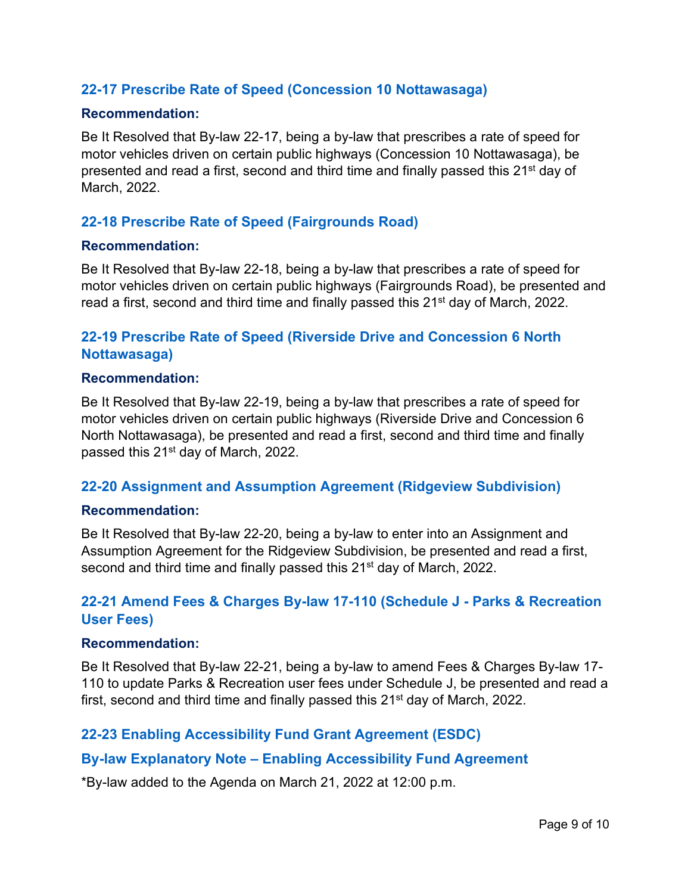### 22-17 Prescribe Rate of Speed (Concession 10 Nottawasaga)

**Recommendation:**

Be It Resolved that By-law 22-17, being a by-law that prescribes a rate of speed for motor vehicles driven on certain public highways (Concession 10 Nottawasaga), be presented and read a first, second and third time and finally passed this 21st day of March, 2022.

### 22-18 Prescribe Rate of Speed (Fairgrounds Road)

**Recommendation:**

Be It Resolved that By-law 22-18, being a by-law that prescribes a rate of speed for motor vehicles driven on certain public highways (Fairgrounds Road), be presented and read a first, second and third time and finally passed this 21st day of March, 2022.

### 22-19 Prescribe Rate of Speed (Riverside Drive and Concession 6 North Nottawasaga)

**Recommendation:**

Be It Resolved that By-law 22-19, being a by-law that prescribes a rate of speed for motor vehicles driven on certain public highways (Riverside Drive and Concession 6 North Nottawasaga), be presented and read a first, second and third time and finally passed this 21st day of March, 2022.

### 22-20 Assignment and Assumption Agreement (Ridgeview Subdivision)

**Recommendation:**

Be It Resolved that By-law 22-20, being a by-law to enter into an Assignment and Assumption Agreement for the Ridgeview Subdivision, be presented and read a first, second and third time and finally passed this 21st day of March, 2022.

### 22-21 Amend Fees & Charges By-law 17-110 (Schedule J - Parks & Recreation User Fees)

**Recommendation:**

Be It Resolved that By-law 22-21, being a by-law to amend Fees & Charges By-law 17-110 to update Parks & Recreation user fees under Schedule J, be presented and read a first, second and third time and finally passed this 21st day of March, 2022.

### 22-23 Enabling Accessibility Fund Grant Agreement (ESDC)

### By-law Explanatory Note – Enabling Accessibility Fund Agreement

*By-law added to the Agenda on March 21, 2022 at 12:00 p.m.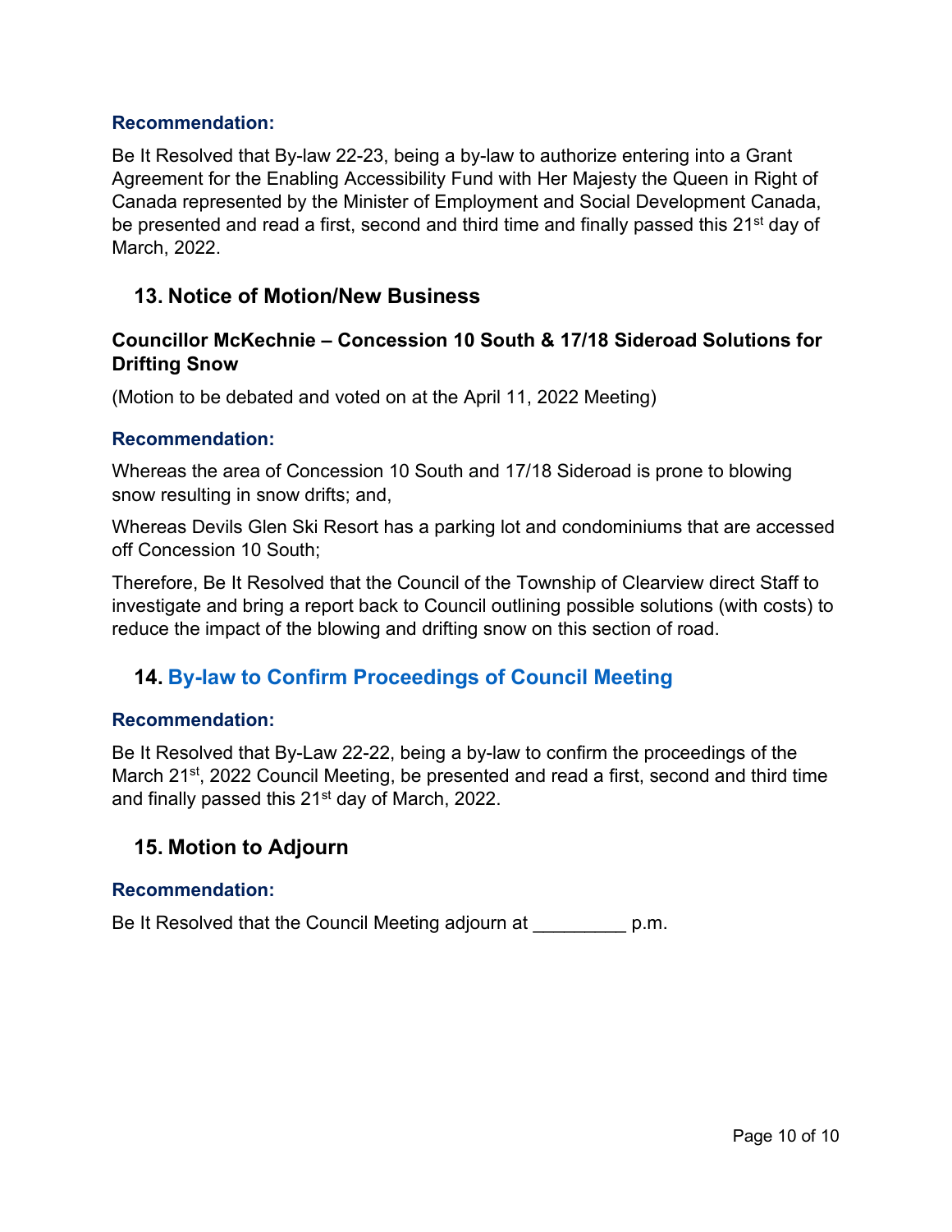### Recommendation:

Be It Resolved that By-law 22-23, being a by-law to authorize entering into a Grant Agreement for the Enabling Accessibility Fund with Her Majesty the Queen in Right of Canada represented by the Minister of Employment and Social Development Canada, be presented and read a first, second and third time and finally passed this 21st day of March, 2022.

## 13. Notice of Motion/New Business

### Councillor McKechnie – Concession 10 South & 17/18 Sideroad Solutions for Drifting Snow

(Motion to be debated and voted on at the April 11, 2022 Meeting)

### Recommendation:

Whereas the area of Concession 10 South and 17/18 Sideroad is prone to blowing snow resulting in snow drifts; and,

Whereas Devils Glen Ski Resort has a parking lot and condominiums that are accessed off Concession 10 South;

Therefore, Be It Resolved that the Council of the Township of Clearview direct Staff to investigate and bring a report back to Council outlining possible solutions (with costs) to reduce the impact of the blowing and drifting snow on this section of road.

## 14. By-law to Confirm Proceedings of Council Meeting

### Recommendation:

Be It Resolved that By-Law 22-22, being a by-law to confirm the proceedings of the March 21st, 2022 Council Meeting, be presented and read a first, second and third time and finally passed this 21st day of March, 2022.

## 15. Motion to Adjourn

### Recommendation:

Be It Resolved that the Council Meeting adjourn at _________ p.m.